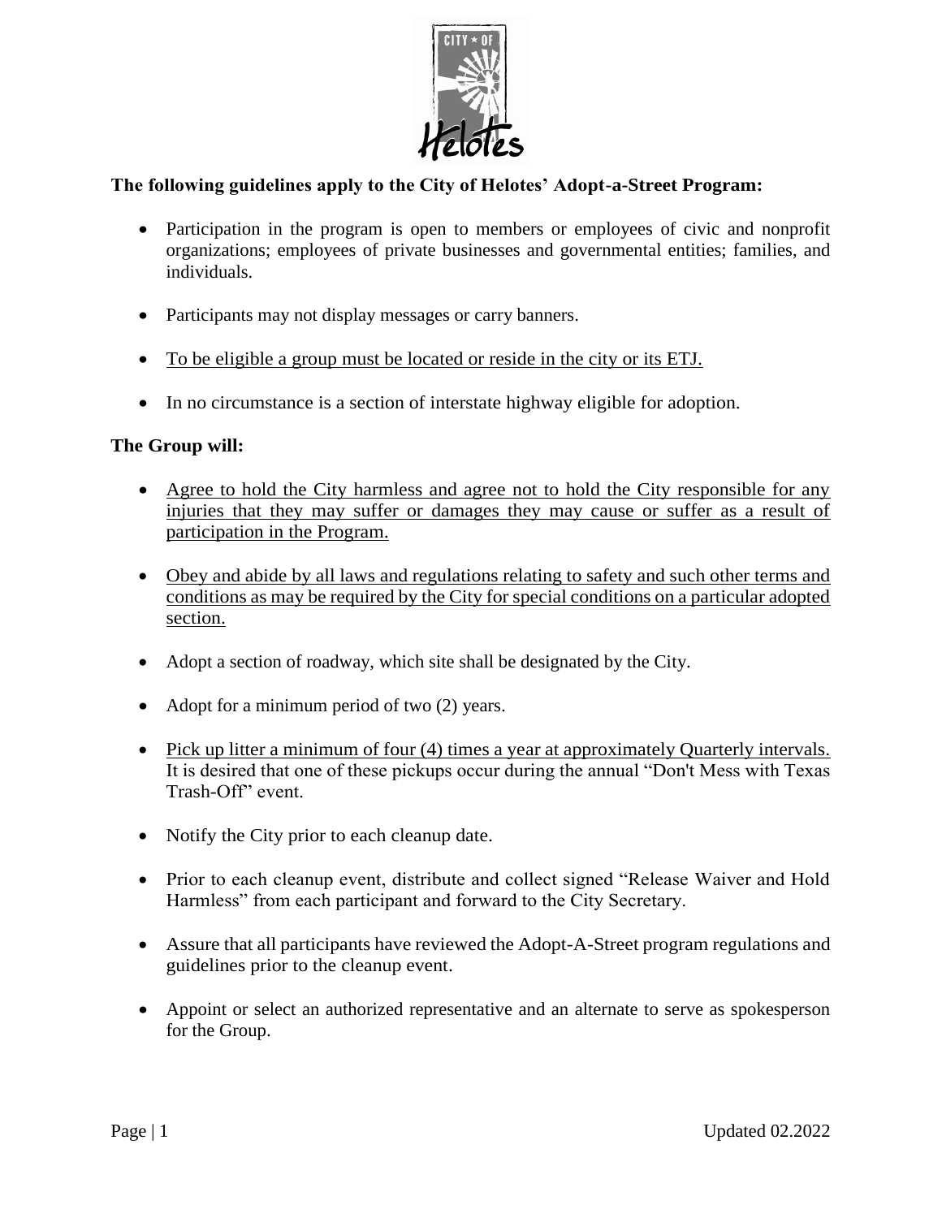**The following guidelines apply to the City of Helotes' Adopt-a-Street Program:**

- Participation in the program is open to members or employees of civic and nonprofit organizations; employees of private businesses and governmental entities; families, and individuals.
- Participants may not display messages or carry banners.
- <u>To be eligible a group must be located or reside in the city or its ETJ.</u>
- In no circumstance is a section of interstate highway eligible for adoption.

**The Group will:**

- <u>Agree to hold the City harmless and agree not to hold the City responsible for any injuries that they may suffer or damages they may cause or suffer as a result of participation in the Program.</u>
- <u>Obey and abide by all laws and regulations relating to safety and such other terms and conditions as may be required by the City for special conditions on a particular adopted section.</u>
- Adopt a section of roadway, which site shall be designated by the City.
- Adopt for a minimum period of two (2) years.
- <u>Pick up litter a minimum of four (4) times a year at approximately Quarterly intervals.</u> It is desired that one of these pickups occur during the annual "Don't Mess with Texas Trash-Off" event.
- Notify the City prior to each cleanup date.
- Prior to each cleanup event, distribute and collect signed "Release Waiver and Hold Harmless" from each participant and forward to the City Secretary.
- Assure that all participants have reviewed the Adopt-A-Street program regulations and guidelines prior to the cleanup event.
- Appoint or select an authorized representative and an alternate to serve as spokesperson for the Group.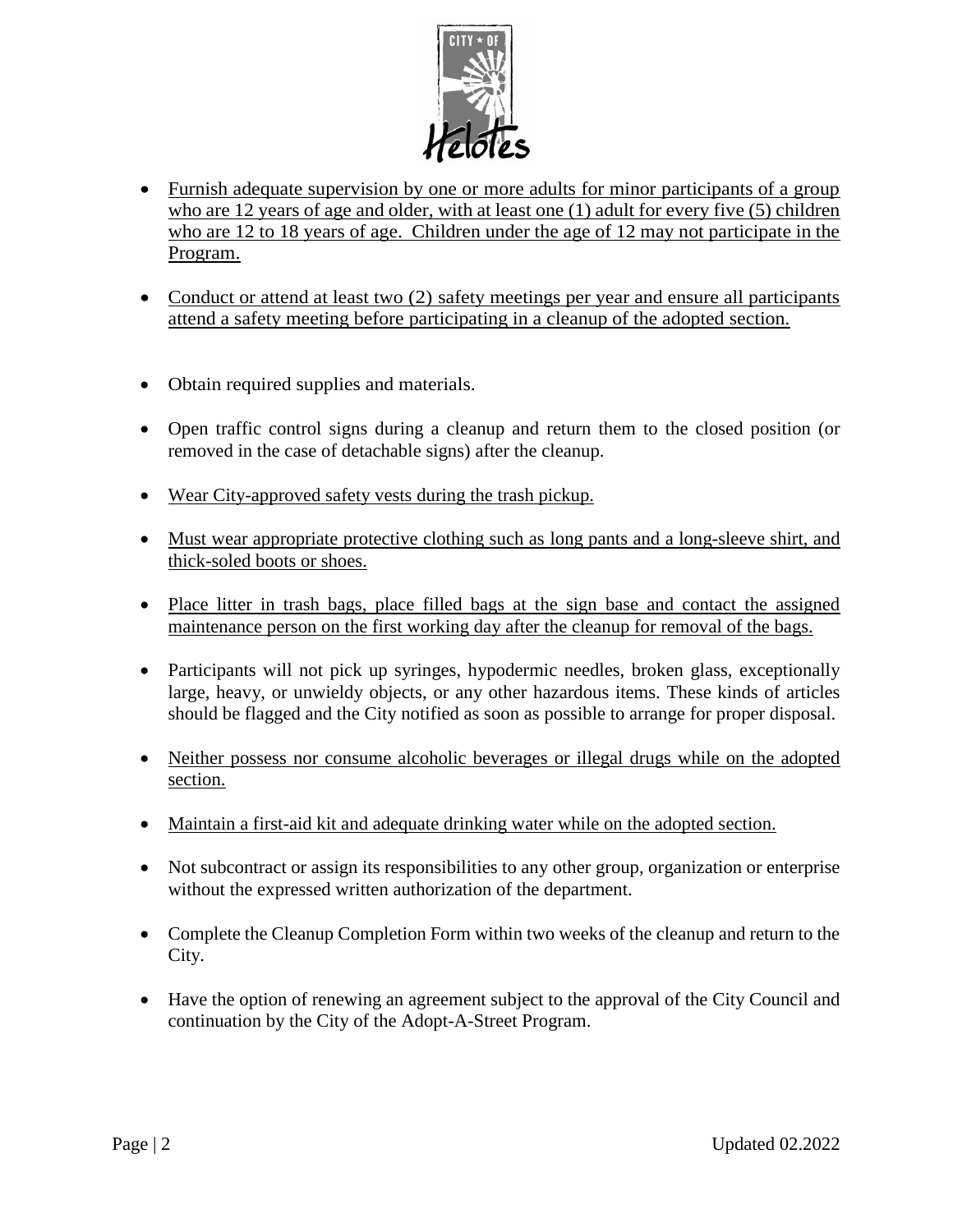- Furnish adequate supervision by one or more adults for minor participants of a group who are 12 years of age and older, with at least one (1) adult for every five (5) children who are 12 to 18 years of age. Children under the age of 12 may not participate in the Program.

- Conduct or attend at least two (2) safety meetings per year and ensure all participants attend a safety meeting before participating in a cleanup of the adopted section.

- Obtain required supplies and materials.

- Open traffic control signs during a cleanup and return them to the closed position (or removed in the case of detachable signs) after the cleanup.

- Wear City-approved safety vests during the trash pickup.

- Must wear appropriate protective clothing such as long pants and a long-sleeve shirt, and thick-soled boots or shoes.

- Place litter in trash bags, place filled bags at the sign base and contact the assigned maintenance person on the first working day after the cleanup for removal of the bags.

- Participants will not pick up syringes, hypodermic needles, broken glass, exceptionally large, heavy, or unwieldy objects, or any other hazardous items. These kinds of articles should be flagged and the City notified as soon as possible to arrange for proper disposal.

- Neither possess nor consume alcoholic beverages or illegal drugs while on the adopted section.

- Maintain a first-aid kit and adequate drinking water while on the adopted section.

- Not subcontract or assign its responsibilities to any other group, organization or enterprise without the expressed written authorization of the department.

- Complete the Cleanup Completion Form within two weeks of the cleanup and return to the City.

- Have the option of renewing an agreement subject to the approval of the City Council and continuation by the City of the Adopt-A-Street Program.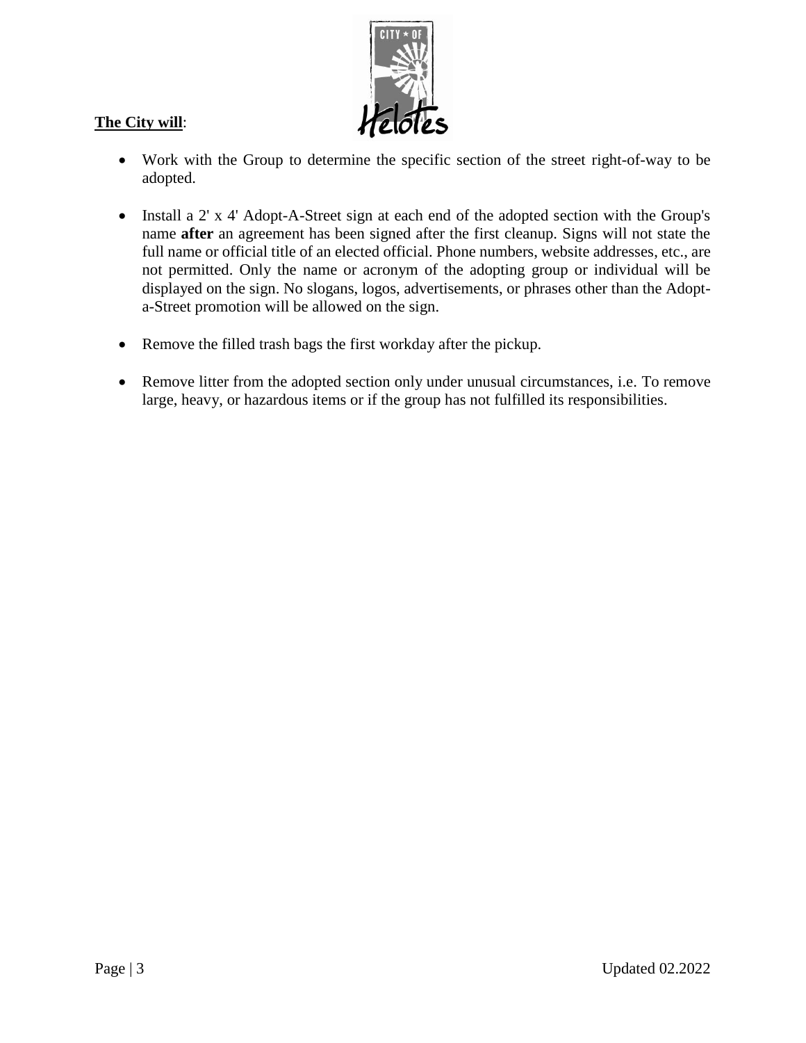**The City will**:

- Work with the Group to determine the specific section of the street right-of-way to be adopted.

- Install a 2' x 4' Adopt-A-Street sign at each end of the adopted section with the Group's name **after** an agreement has been signed after the first cleanup. Signs will not state the full name or official title of an elected official. Phone numbers, website addresses, etc., are not permitted. Only the name or acronym of the adopting group or individual will be displayed on the sign. No slogans, logos, advertisements, or phrases other than the Adopt-a-Street promotion will be allowed on the sign.

- Remove the filled trash bags the first workday after the pickup.

- Remove litter from the adopted section only under unusual circumstances, i.e. To remove large, heavy, or hazardous items or if the group has not fulfilled its responsibilities.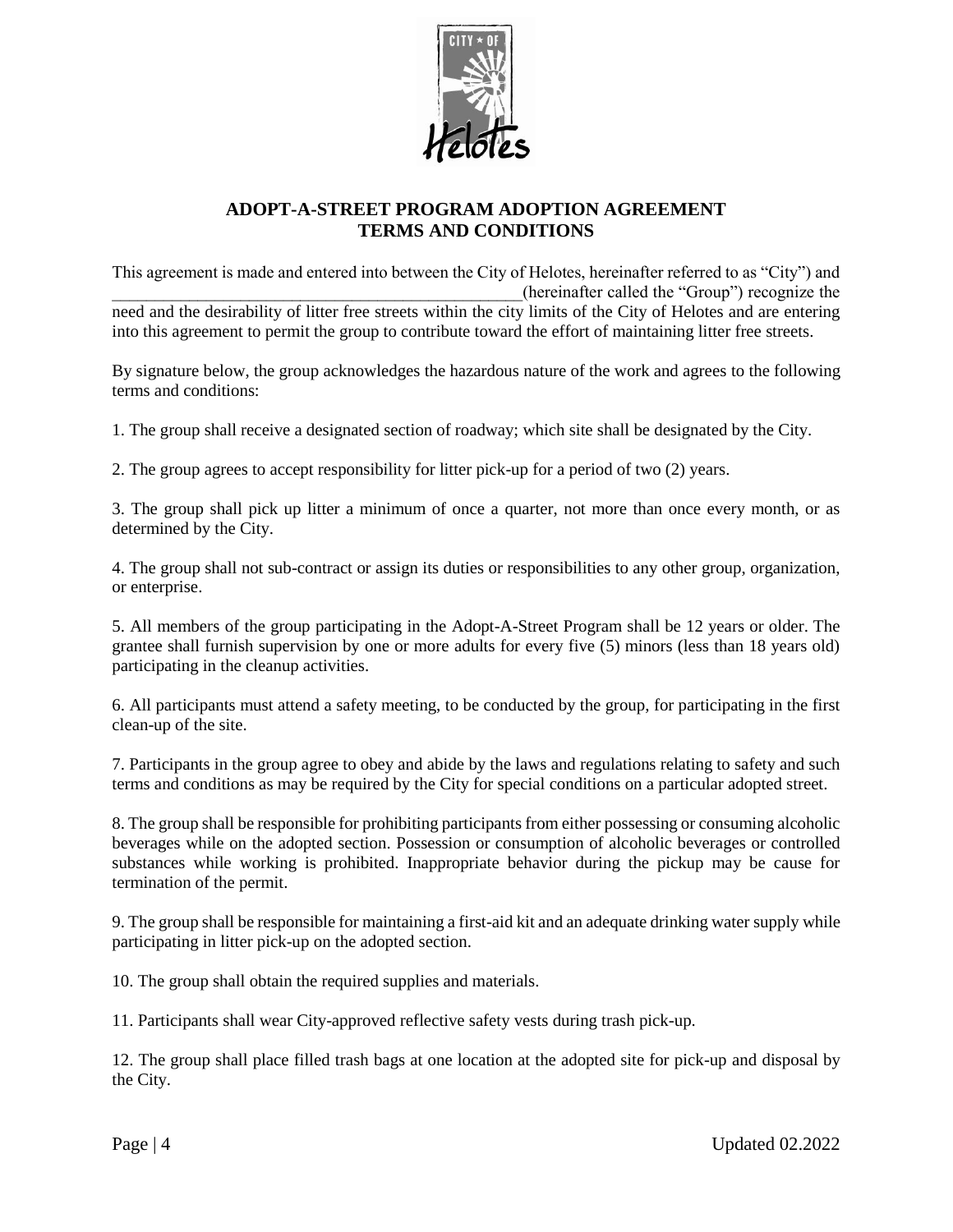## ADOPT-A-STREET PROGRAM ADOPTION AGREEMENT
## TERMS AND CONDITIONS

This agreement is made and entered into between the City of Helotes, hereinafter referred to as "City") and \_\_\_\_\_\_\_\_\_\_\_\_\_\_\_\_\_\_\_\_\_\_\_\_\_\_\_\_\_\_\_\_\_\_\_\_\_\_\_\_\_\_\_\_\_\_\_\_(hereinafter called the "Group") recognize the need and the desirability of litter free streets within the city limits of the City of Helotes and are entering into this agreement to permit the group to contribute toward the effort of maintaining litter free streets.

By signature below, the group acknowledges the hazardous nature of the work and agrees to the following terms and conditions:

1. The group shall receive a designated section of roadway; which site shall be designated by the City.

2. The group agrees to accept responsibility for litter pick-up for a period of two (2) years.

3. The group shall pick up litter a minimum of once a quarter, not more than once every month, or as determined by the City.

4. The group shall not sub-contract or assign its duties or responsibilities to any other group, organization, or enterprise.

5. All members of the group participating in the Adopt-A-Street Program shall be 12 years or older. The grantee shall furnish supervision by one or more adults for every five (5) minors (less than 18 years old) participating in the cleanup activities.

6. All participants must attend a safety meeting, to be conducted by the group, for participating in the first clean-up of the site.

7. Participants in the group agree to obey and abide by the laws and regulations relating to safety and such terms and conditions as may be required by the City for special conditions on a particular adopted street.

8. The group shall be responsible for prohibiting participants from either possessing or consuming alcoholic beverages while on the adopted section. Possession or consumption of alcoholic beverages or controlled substances while working is prohibited. Inappropriate behavior during the pickup may be cause for termination of the permit.

9. The group shall be responsible for maintaining a first-aid kit and an adequate drinking water supply while participating in litter pick-up on the adopted section.

10. The group shall obtain the required supplies and materials.

11. Participants shall wear City-approved reflective safety vests during trash pick-up.

12. The group shall place filled trash bags at one location at the adopted site for pick-up and disposal by the City.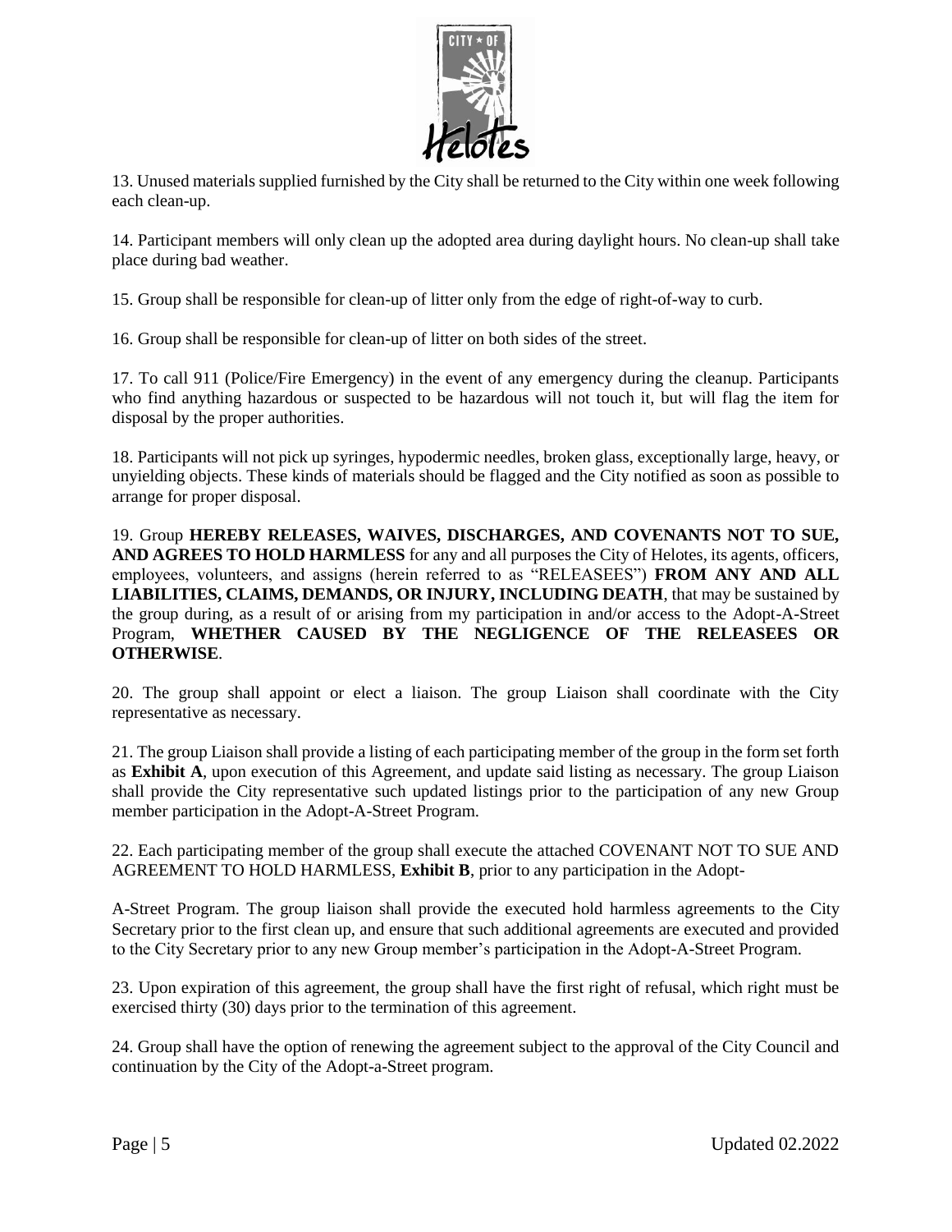13. Unused materials supplied furnished by the City shall be returned to the City within one week following each clean-up.

14. Participant members will only clean up the adopted area during daylight hours. No clean-up shall take place during bad weather.

15. Group shall be responsible for clean-up of litter only from the edge of right-of-way to curb.

16. Group shall be responsible for clean-up of litter on both sides of the street.

17. To call 911 (Police/Fire Emergency) in the event of any emergency during the cleanup. Participants who find anything hazardous or suspected to be hazardous will not touch it, but will flag the item for disposal by the proper authorities.

18. Participants will not pick up syringes, hypodermic needles, broken glass, exceptionally large, heavy, or unyielding objects. These kinds of materials should be flagged and the City notified as soon as possible to arrange for proper disposal.

19. Group **HEREBY RELEASES, WAIVES, DISCHARGES, AND COVENANTS NOT TO SUE, AND AGREES TO HOLD HARMLESS** for any and all purposes the City of Helotes, its agents, officers, employees, volunteers, and assigns (herein referred to as "RELEASEES") **FROM ANY AND ALL LIABILITIES, CLAIMS, DEMANDS, OR INJURY, INCLUDING DEATH**, that may be sustained by the group during, as a result of or arising from my participation in and/or access to the Adopt-A-Street Program, **WHETHER CAUSED BY THE NEGLIGENCE OF THE RELEASEES OR OTHERWISE**.

20. The group shall appoint or elect a liaison. The group Liaison shall coordinate with the City representative as necessary.

21. The group Liaison shall provide a listing of each participating member of the group in the form set forth as **Exhibit A**, upon execution of this Agreement, and update said listing as necessary. The group Liaison shall provide the City representative such updated listings prior to the participation of any new Group member participation in the Adopt-A-Street Program.

22. Each participating member of the group shall execute the attached COVENANT NOT TO SUE AND AGREEMENT TO HOLD HARMLESS, **Exhibit B**, prior to any participation in the Adopt-A-Street Program. The group liaison shall provide the executed hold harmless agreements to the City Secretary prior to the first clean up, and ensure that such additional agreements are executed and provided to the City Secretary prior to any new Group member's participation in the Adopt-A-Street Program.

23. Upon expiration of this agreement, the group shall have the first right of refusal, which right must be exercised thirty (30) days prior to the termination of this agreement.

24. Group shall have the option of renewing the agreement subject to the approval of the City Council and continuation by the City of the Adopt-a-Street program.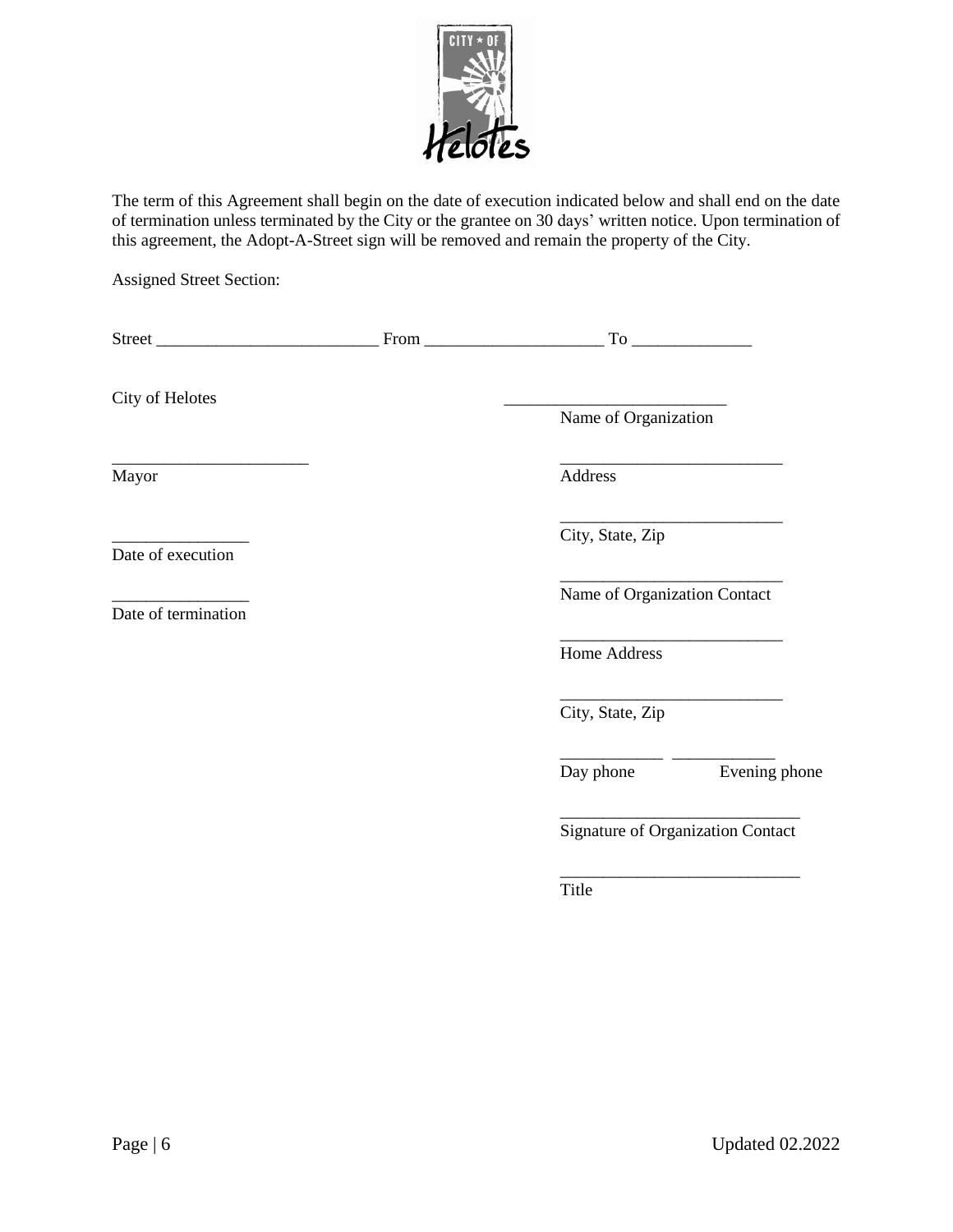The term of this Agreement shall begin on the date of execution indicated below and shall end on the date of termination unless terminated by the City or the grantee on 30 days' written notice. Upon termination of this agreement, the Adopt-A-Street sign will be removed and remain the property of the City.

Assigned Street Section:

Street __________________________ From ____________________ To ______________

City of Helotes

________________________
Mayor

________________
Date of execution

________________
Date of termination

__________________________
Name of Organization

__________________________
Address

__________________________
City, State, Zip

__________________________
Name of Organization Contact

__________________________
Home Address

__________________________
City, State, Zip

____________ ____________
Day phone Evening phone

____________________________
Signature of Organization Contact

____________________________
Title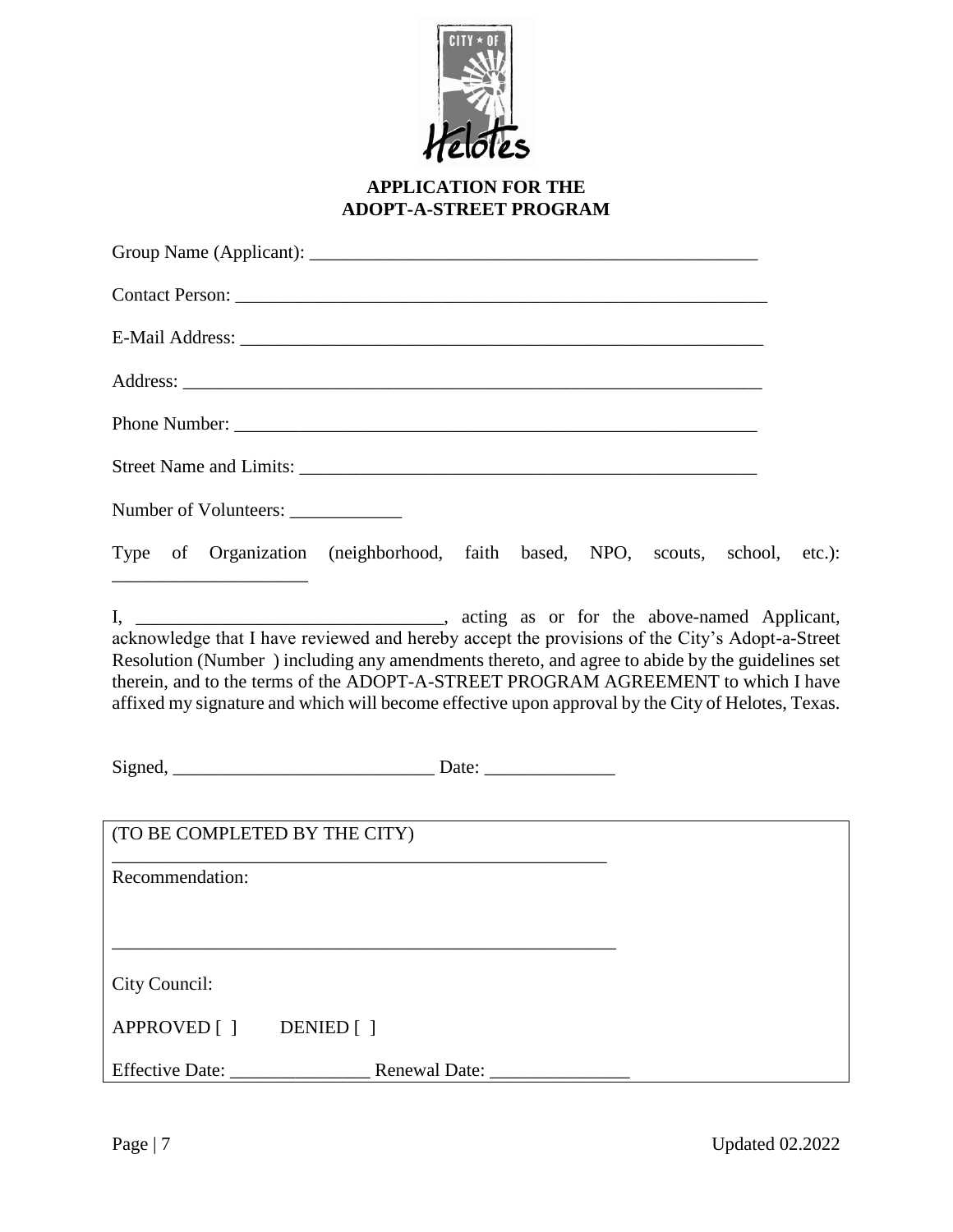## APPLICATION FOR THE ADOPT-A-STREET PROGRAM

Group Name (Applicant): ________________________________________________

Contact Person: ____________________________________________________________

E-Mail Address: ___________________________________________________________

Address: _________________________________________________________________

Phone Number: ____________________________________________________________

Street Name and Limits: ____________________________________________________

Number of Volunteers: ____________

Type of Organization (neighborhood, faith based, NPO, scouts, school, etc.): _____________________

I, _________________________________, acting as or for the above-named Applicant, acknowledge that I have reviewed and hereby accept the provisions of the City's Adopt-a-Street Resolution (Number ) including any amendments thereto, and agree to abide by the guidelines set therein, and to the terms of the ADOPT-A-STREET PROGRAM AGREEMENT to which I have affixed my signature and which will become effective upon approval by the City of Helotes, Texas.

Signed, ____________________________ Date: ______________

---

(TO BE COMPLETED BY THE CITY)

_______________________________________________________

Recommendation:

_______________________________________________________

City Council:

APPROVED [ ] DENIED [ ]

Effective Date: _______________ Renewal Date: _______________

Updated 02.2022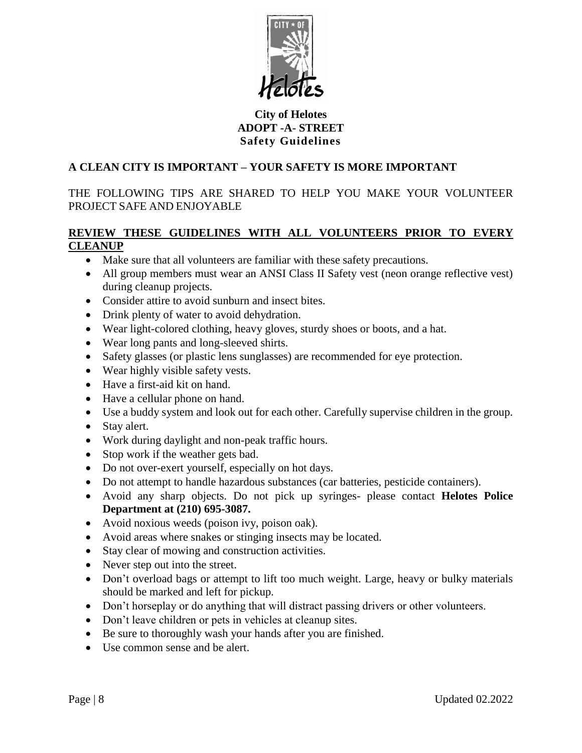**City of Helotes**
**ADOPT -A- STREET**
**Safety Guidelines**

## A CLEAN CITY IS IMPORTANT – YOUR SAFETY IS MORE IMPORTANT

THE FOLLOWING TIPS ARE SHARED TO HELP YOU MAKE YOUR VOLUNTEER PROJECT SAFE AND ENJOYABLE

### REVIEW THESE GUIDELINES WITH ALL VOLUNTEERS PRIOR TO EVERY CLEANUP

- Make sure that all volunteers are familiar with these safety precautions.
- All group members must wear an ANSI Class II Safety vest (neon orange reflective vest) during cleanup projects.
- Consider attire to avoid sunburn and insect bites.
- Drink plenty of water to avoid dehydration.
- Wear light-colored clothing, heavy gloves, sturdy shoes or boots, and a hat.
- Wear long pants and long-sleeved shirts.
- Safety glasses (or plastic lens sunglasses) are recommended for eye protection.
- Wear highly visible safety vests.
- Have a first-aid kit on hand.
- Have a cellular phone on hand.
- Use a buddy system and look out for each other. Carefully supervise children in the group.
- Stay alert.
- Work during daylight and non-peak traffic hours.
- Stop work if the weather gets bad.
- Do not over-exert yourself, especially on hot days.
- Do not attempt to handle hazardous substances (car batteries, pesticide containers).
- Avoid any sharp objects. Do not pick up syringes- please contact **Helotes Police Department at (210) 695-3087.**
- Avoid noxious weeds (poison ivy, poison oak).
- Avoid areas where snakes or stinging insects may be located.
- Stay clear of mowing and construction activities.
- Never step out into the street.
- Don't overload bags or attempt to lift too much weight. Large, heavy or bulky materials should be marked and left for pickup.
- Don't horseplay or do anything that will distract passing drivers or other volunteers.
- Don't leave children or pets in vehicles at cleanup sites.
- Be sure to thoroughly wash your hands after you are finished.
- Use common sense and be alert.

Updated 02.2022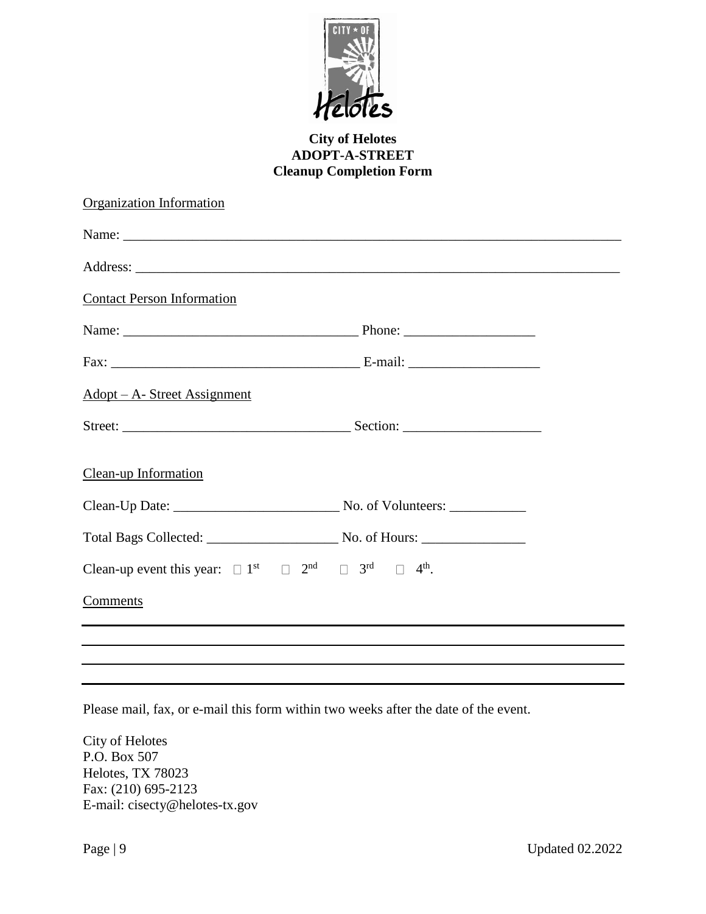**City of Helotes**
**ADOPT-A-STREET**
**Cleanup Completion Form**

Organization Information

Name: ___________________________________________________________________________

Address: _________________________________________________________________________

Contact Person Information

Name: ___________________________________ Phone: ___________________

Fax: ____________________________________ E-mail: ___________________

Adopt – A- Street Assignment

Street: _________________________________ Section: ____________________

Clean-up Information

Clean-Up Date: ________________________ No. of Volunteers: ___________

Total Bags Collected: ___________________ No. of Hours: _______________

Clean-up event this year: ☐ 1st ☐ 2nd ☐ 3rd ☐ 4th.

Comments

_____________________________________________________________________________

_____________________________________________________________________________

_____________________________________________________________________________

_____________________________________________________________________________

Please mail, fax, or e-mail this form within two weeks after the date of the event.

City of Helotes
P.O. Box 507
Helotes, TX 78023
Fax: (210) 695-2123
E-mail: cisecty@helotes-tx.gov

Updated 02.2022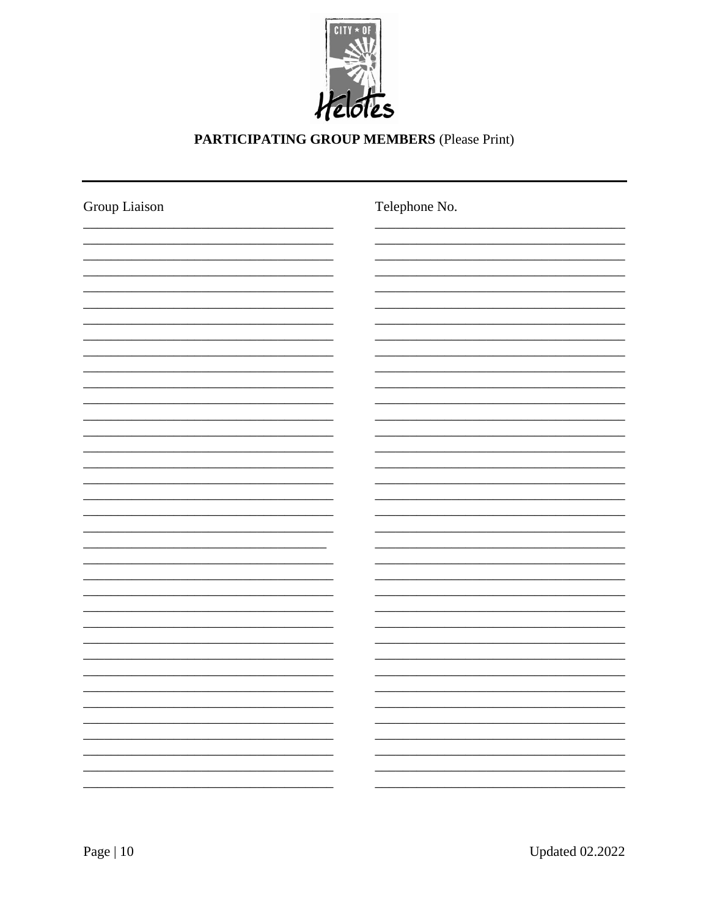## PARTICIPATING GROUP MEMBERS (Please Print)

---

| Group Liaison | Telephone No. |
| --- | --- |
| | |
| | |
| | |
| | |
| | |
| | |
| | |
| | |
| | |
| | |
| | |
| | |
| | |
| | |
| | |
| | |
| | |
| | |
| | |
| | |
| | |
| | |
| | |
| | |
| | |
| | |
| | |
| | |
| | |
| | |
| | |
| | |
| | |
| | |
| | |
| | |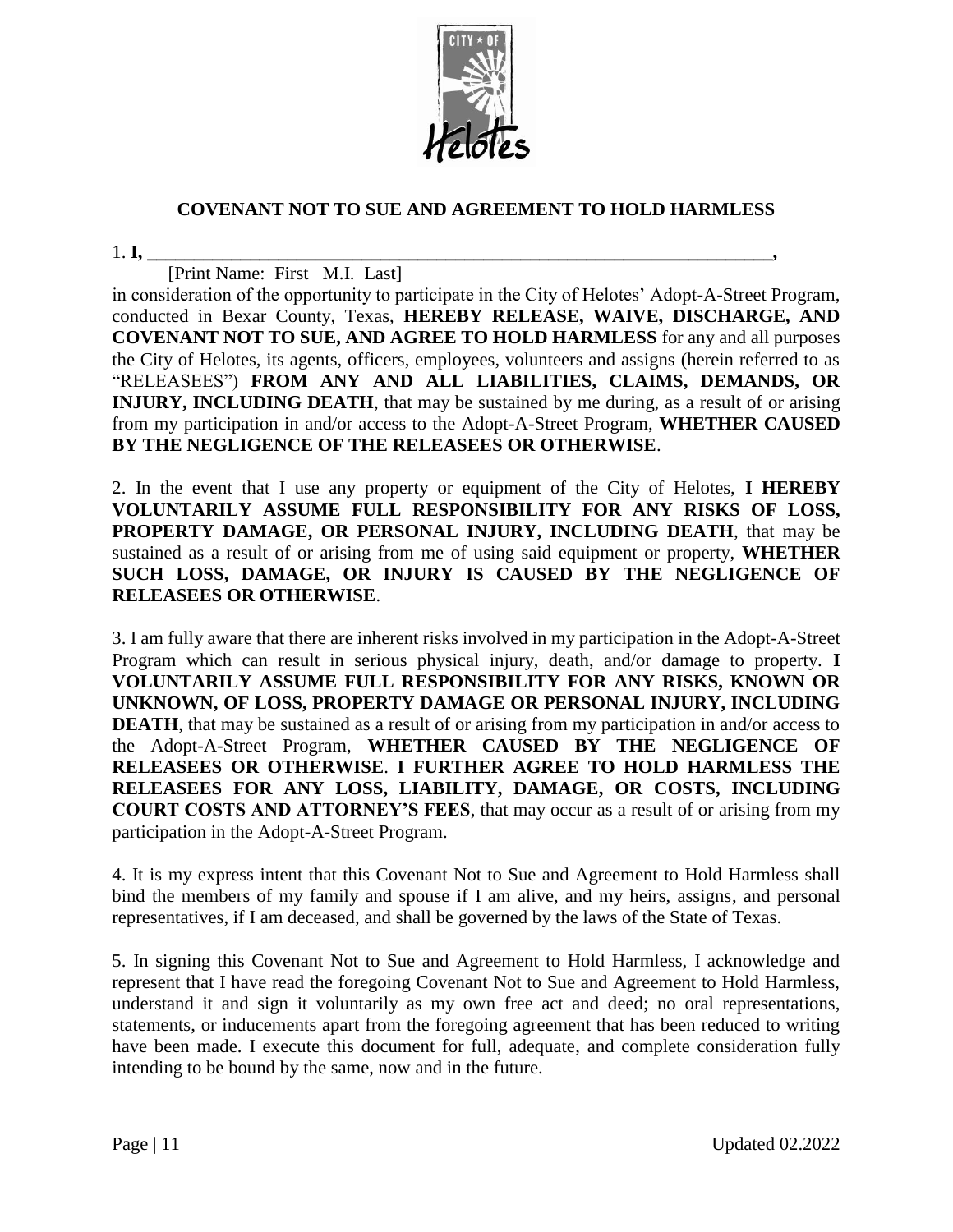## COVENANT NOT TO SUE AND AGREEMENT TO HOLD HARMLESS

1. **I, ________________________________________________________________,**

[Print Name: First M.I. Last]

in consideration of the opportunity to participate in the City of Helotes' Adopt-A-Street Program, conducted in Bexar County, Texas, **HEREBY RELEASE, WAIVE, DISCHARGE, AND COVENANT NOT TO SUE, AND AGREE TO HOLD HARMLESS** for any and all purposes the City of Helotes, its agents, officers, employees, volunteers and assigns (herein referred to as "RELEASEES") **FROM ANY AND ALL LIABILITIES, CLAIMS, DEMANDS, OR INJURY, INCLUDING DEATH**, that may be sustained by me during, as a result of or arising from my participation in and/or access to the Adopt-A-Street Program, **WHETHER CAUSED BY THE NEGLIGENCE OF THE RELEASEES OR OTHERWISE**.

2. In the event that I use any property or equipment of the City of Helotes, **I HEREBY VOLUNTARILY ASSUME FULL RESPONSIBILITY FOR ANY RISKS OF LOSS, PROPERTY DAMAGE, OR PERSONAL INJURY, INCLUDING DEATH**, that may be sustained as a result of or arising from me of using said equipment or property, **WHETHER SUCH LOSS, DAMAGE, OR INJURY IS CAUSED BY THE NEGLIGENCE OF RELEASEES OR OTHERWISE**.

3. I am fully aware that there are inherent risks involved in my participation in the Adopt-A-Street Program which can result in serious physical injury, death, and/or damage to property. **I VOLUNTARILY ASSUME FULL RESPONSIBILITY FOR ANY RISKS, KNOWN OR UNKNOWN, OF LOSS, PROPERTY DAMAGE OR PERSONAL INJURY, INCLUDING DEATH**, that may be sustained as a result of or arising from my participation in and/or access to the Adopt-A-Street Program, **WHETHER CAUSED BY THE NEGLIGENCE OF RELEASEES OR OTHERWISE**. **I FURTHER AGREE TO HOLD HARMLESS THE RELEASEES FOR ANY LOSS, LIABILITY, DAMAGE, OR COSTS, INCLUDING COURT COSTS AND ATTORNEY'S FEES**, that may occur as a result of or arising from my participation in the Adopt-A-Street Program.

4. It is my express intent that this Covenant Not to Sue and Agreement to Hold Harmless shall bind the members of my family and spouse if I am alive, and my heirs, assigns, and personal representatives, if I am deceased, and shall be governed by the laws of the State of Texas.

5. In signing this Covenant Not to Sue and Agreement to Hold Harmless, I acknowledge and represent that I have read the foregoing Covenant Not to Sue and Agreement to Hold Harmless, understand it and sign it voluntarily as my own free act and deed; no oral representations, statements, or inducements apart from the foregoing agreement that has been reduced to writing have been made. I execute this document for full, adequate, and complete consideration fully intending to be bound by the same, now and in the future.

Updated 02.2022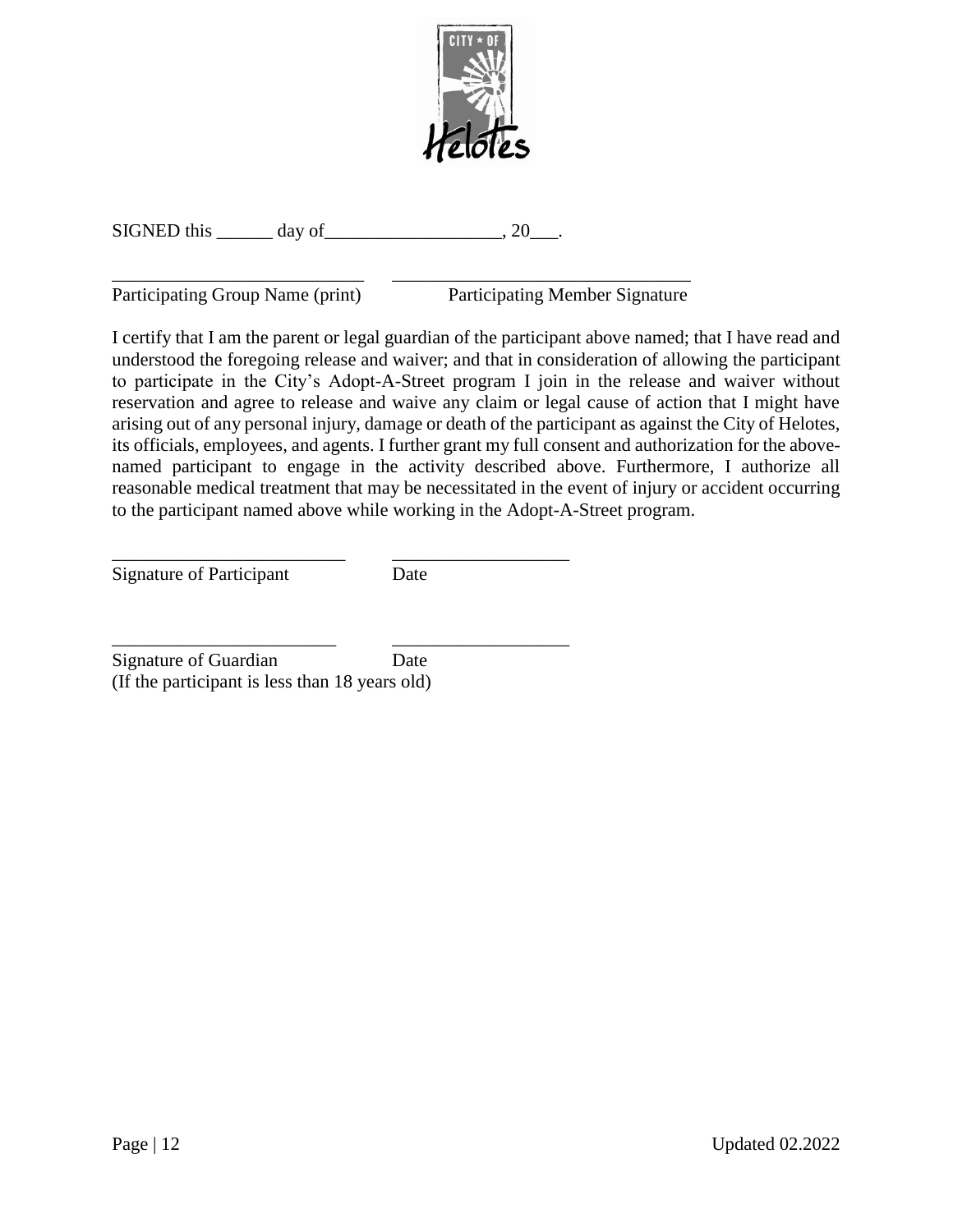SIGNED this ______ day of___________________, 20___.

___________________________ ________________________________
Participating Group Name (print) Participating Member Signature

I certify that I am the parent or legal guardian of the participant above named; that I have read and understood the foregoing release and waiver; and that in consideration of allowing the participant to participate in the City's Adopt-A-Street program I join in the release and waiver without reservation and agree to release and waive any claim or legal cause of action that I might have arising out of any personal injury, damage or death of the participant as against the City of Helotes, its officials, employees, and agents. I further grant my full consent and authorization for the above-named participant to engage in the activity described above. Furthermore, I authorize all reasonable medical treatment that may be necessitated in the event of injury or accident occurring to the participant named above while working in the Adopt-A-Street program.

_________________________ ___________________
Signature of Participant Date

________________________ ___________________
Signature of Guardian Date
(If the participant is less than 18 years old)